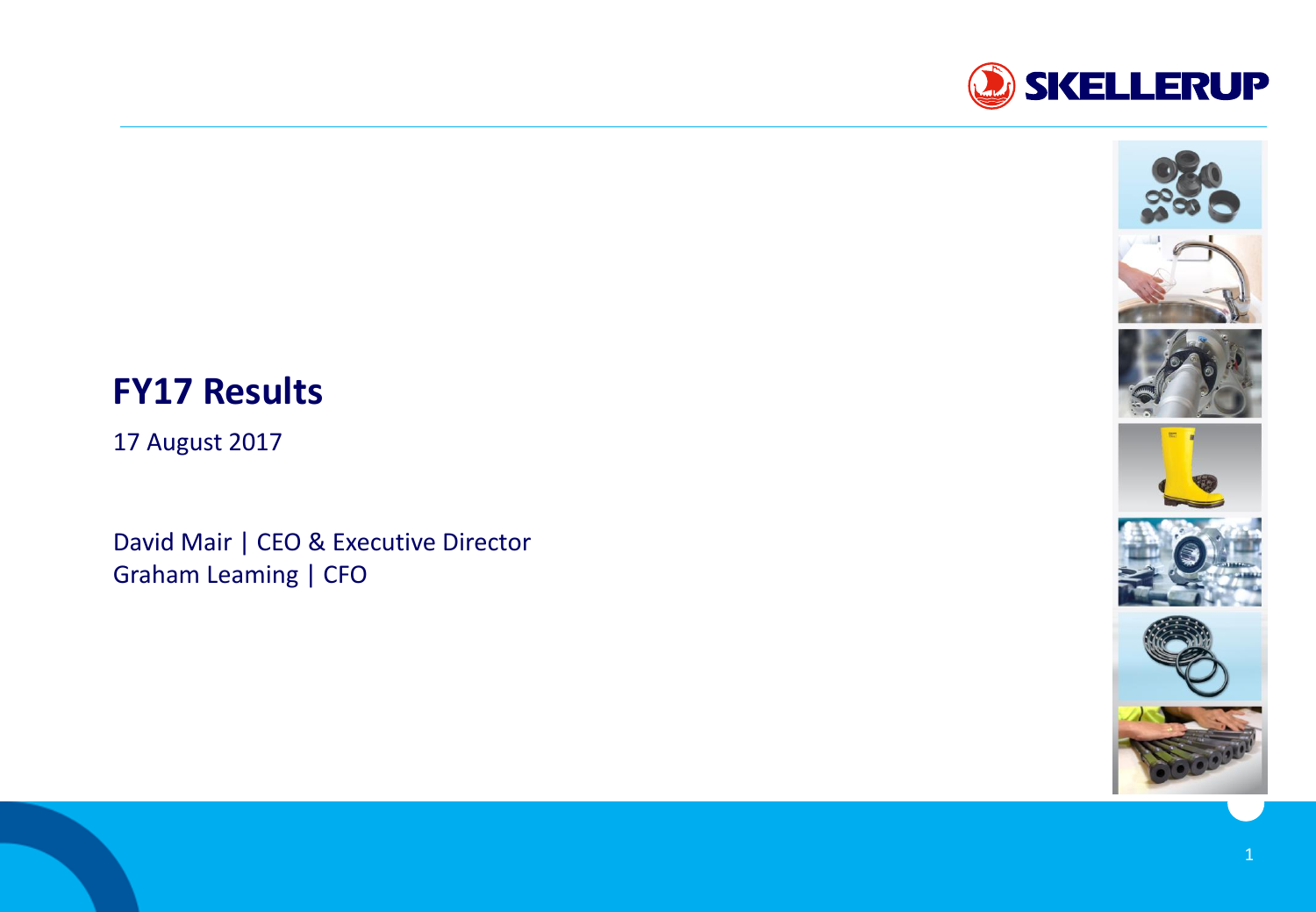SKELLERUP

# FY17 Results

17 August 2017

David Mair | CEO & Executive Director
Graham Leaming | CFO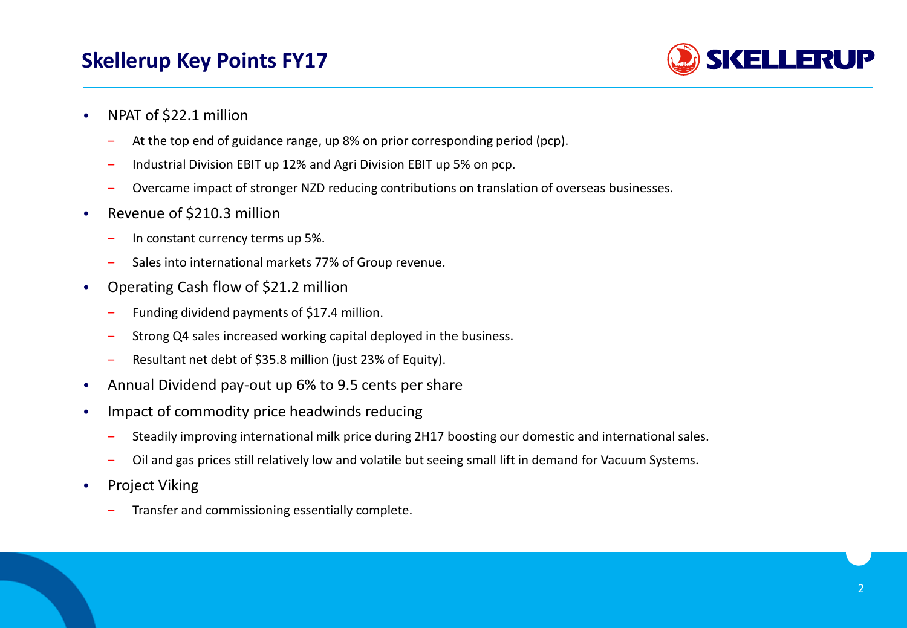## Skellerup Key Points FY17

- NPAT of $22.1 million
  - At the top end of guidance range, up 8% on prior corresponding period (pcp).
  - Industrial Division EBIT up 12% and Agri Division EBIT up 5% on pcp.
  - Overcame impact of stronger NZD reducing contributions on translation of overseas businesses.
- Revenue of $210.3 million
  - In constant currency terms up 5%.
  - Sales into international markets 77% of Group revenue.
- Operating Cash flow of $21.2 million
  - Funding dividend payments of $17.4 million.
  - Strong Q4 sales increased working capital deployed in the business.
  - Resultant net debt of $35.8 million (just 23% of Equity).
- Annual Dividend pay-out up 6% to 9.5 cents per share
- Impact of commodity price headwinds reducing
  - Steadily improving international milk price during 2H17 boosting our domestic and international sales.
  - Oil and gas prices still relatively low and volatile but seeing small lift in demand for Vacuum Systems.
- Project Viking
  - Transfer and commissioning essentially complete.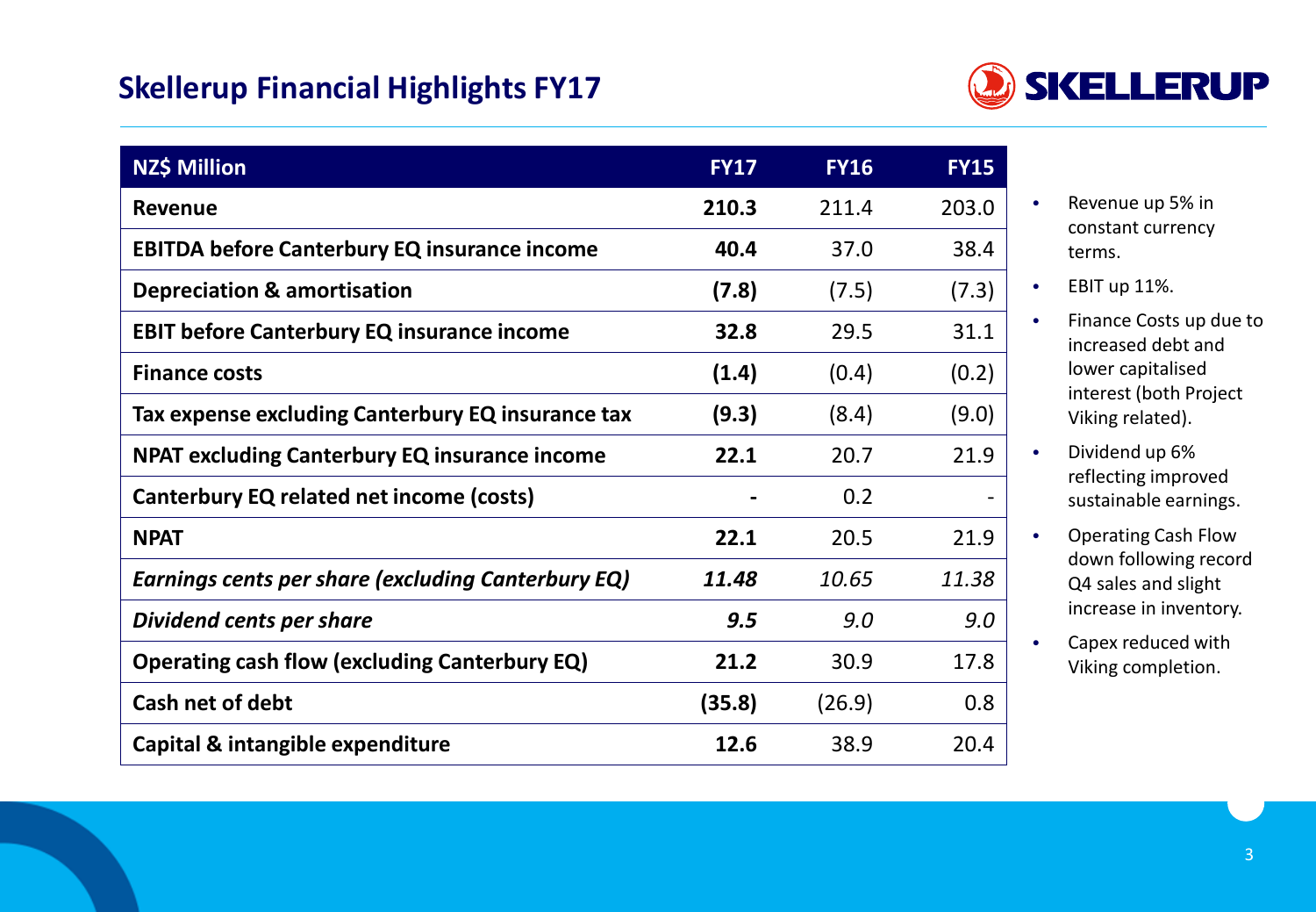# Skellerup Financial Highlights FY17

| NZ$ Million | FY17 | FY16 | FY15 |
|---|---|---|---|
| **Revenue** | **210.3** | 211.4 | 203.0 |
| **EBITDA before Canterbury EQ insurance income** | **40.4** | 37.0 | 38.4 |
| **Depreciation & amortisation** | **(7.8)** | (7.5) | (7.3) |
| **EBIT before Canterbury EQ insurance income** | **32.8** | 29.5 | 31.1 |
| **Finance costs** | **(1.4)** | (0.4) | (0.2) |
| **Tax expense excluding Canterbury EQ insurance tax** | **(9.3)** | (8.4) | (9.0) |
| **NPAT excluding Canterbury EQ insurance income** | **22.1** | 20.7 | 21.9 |
| **Canterbury EQ related net income (costs)** | **-** | 0.2 | - |
| **NPAT** | **22.1** | 20.5 | 21.9 |
| ***Earnings cents per share (excluding Canterbury EQ)*** | ***11.48*** | *10.65* | *11.38* |
| ***Dividend cents per share*** | ***9.5*** | *9.0* | *9.0* |
| **Operating cash flow (excluding Canterbury EQ)** | **21.2** | 30.9 | 17.8 |
| **Cash net of debt** | **(35.8)** | (26.9) | 0.8 |
| **Capital & intangible expenditure** | **12.6** | 38.9 | 20.4 |

- Revenue up 5% in constant currency terms.
- EBIT up 11%.
- Finance Costs up due to increased debt and lower capitalised interest (both Project Viking related).
- Dividend up 6% reflecting improved sustainable earnings.
- Operating Cash Flow down following record Q4 sales and slight increase in inventory.
- Capex reduced with Viking completion.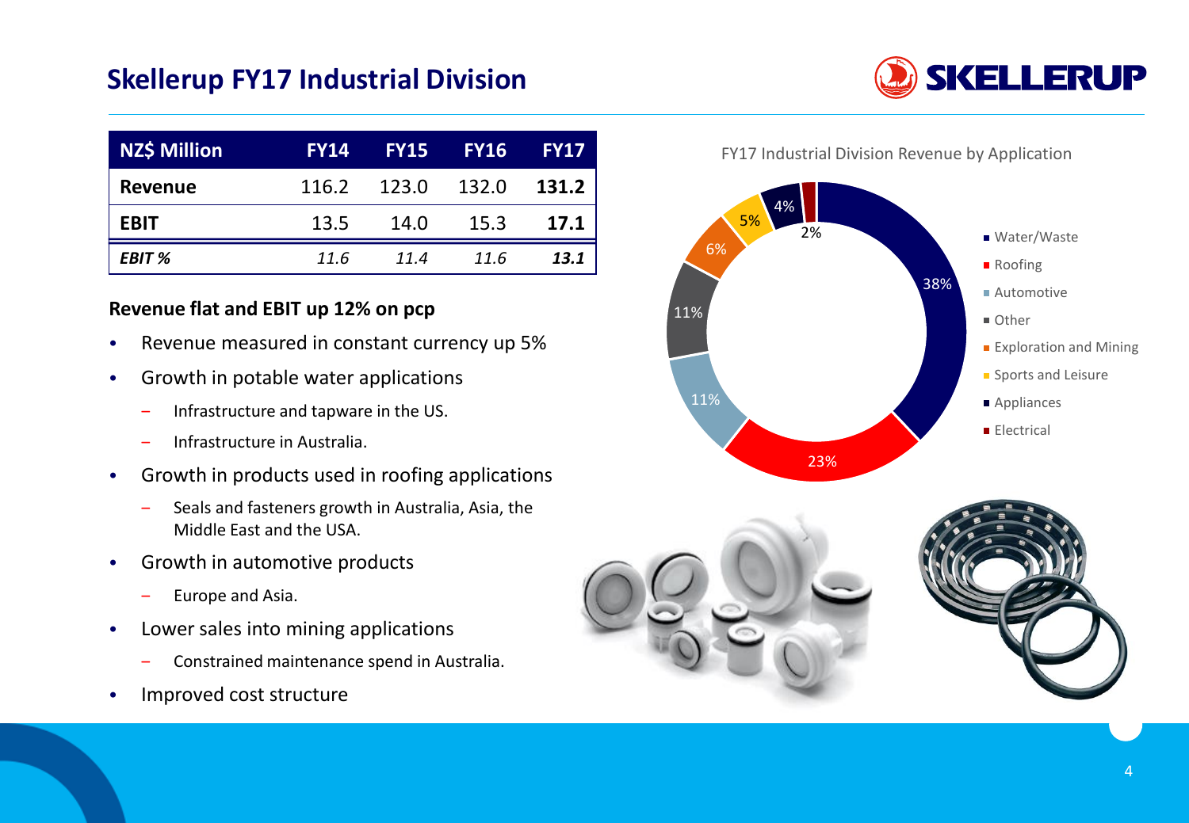# Skellerup FY17 Industrial Division

| NZ$ Million | FY14 | FY15 | FY16 | FY17 |
|---|---|---|---|---|
| **Revenue** | 116.2 | 123.0 | 132.0 | **131.2** |
| **EBIT** | 13.5 | 14.0 | 15.3 | **17.1** |
| ***EBIT %*** | *11.6* | *11.4* | *11.6* | ***13.1*** |

**Revenue flat and EBIT up 12% on pcp**

- Revenue measured in constant currency up 5%
- Growth in potable water applications
  - Infrastructure and tapware in the US.
  - Infrastructure in Australia.
- Growth in products used in roofing applications
  - Seals and fasteners growth in Australia, Asia, the Middle East and the USA.
- Growth in automotive products
  - Europe and Asia.
- Lower sales into mining applications
  - Constrained maintenance spend in Australia.
- Improved cost structure

FY17 Industrial Division Revenue by Application

| Application | Share |
|---|---|
| Water/Waste | 38% |
| Roofing | 23% |
| Automotive | 11% |
| Other | 11% |
| Exploration and Mining | 6% |
| Sports and Leisure | 5% |
| Appliances | 4% |
| Electrical | 2% |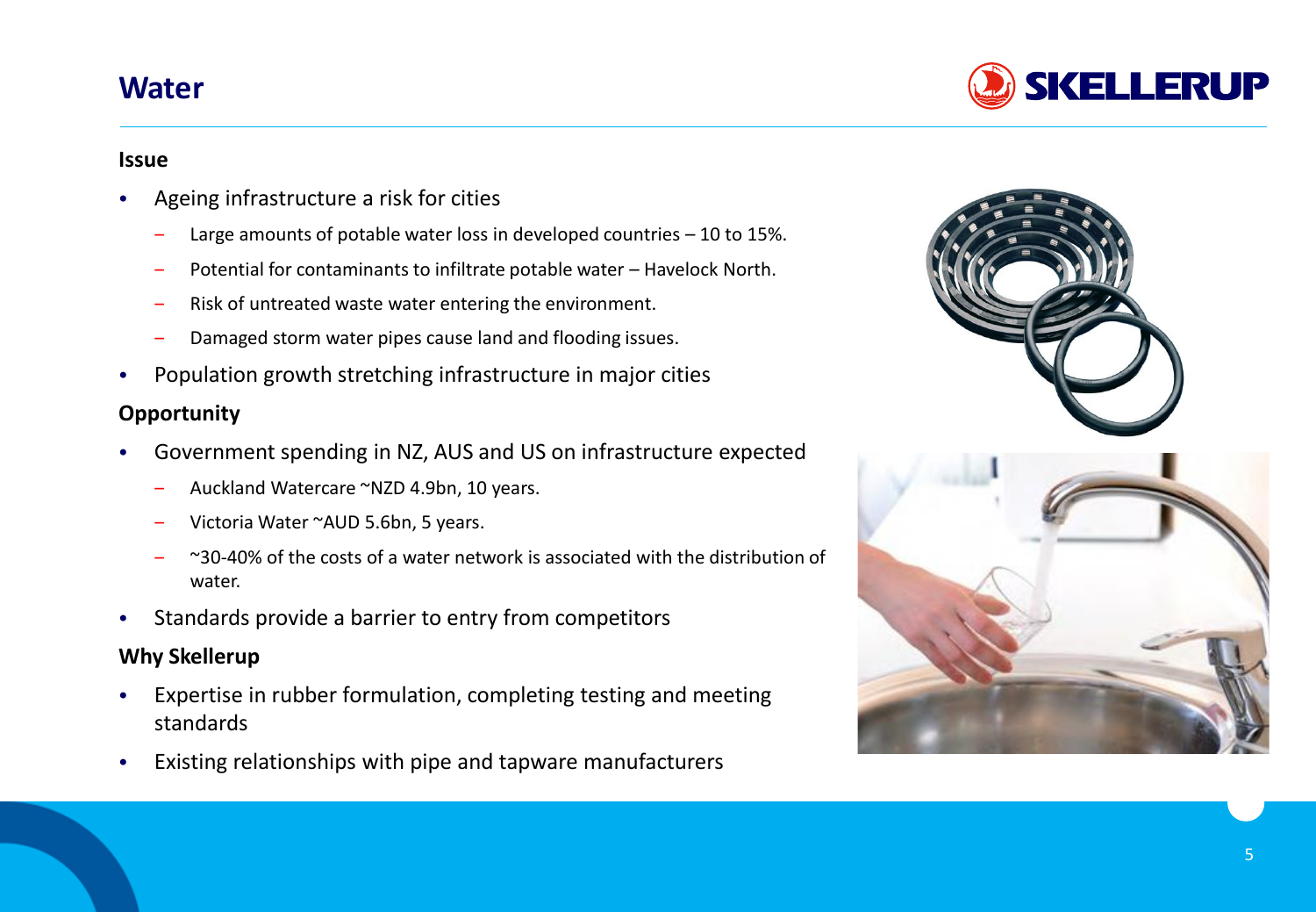# Water

### Issue

- Ageing infrastructure a risk for cities
  - Large amounts of potable water loss in developed countries – 10 to 15%.
  - Potential for contaminants to infiltrate potable water – Havelock North.
  - Risk of untreated waste water entering the environment.
  - Damaged storm water pipes cause land and flooding issues.
- Population growth stretching infrastructure in major cities

### Opportunity

- Government spending in NZ, AUS and US on infrastructure expected
  - Auckland Watercare ~NZD 4.9bn, 10 years.
  - Victoria Water ~AUD 5.6bn, 5 years.
  - ~30-40% of the costs of a water network is associated with the distribution of water.
- Standards provide a barrier to entry from competitors

### Why Skellerup

- Expertise in rubber formulation, completing testing and meeting standards
- Existing relationships with pipe and tapware manufacturers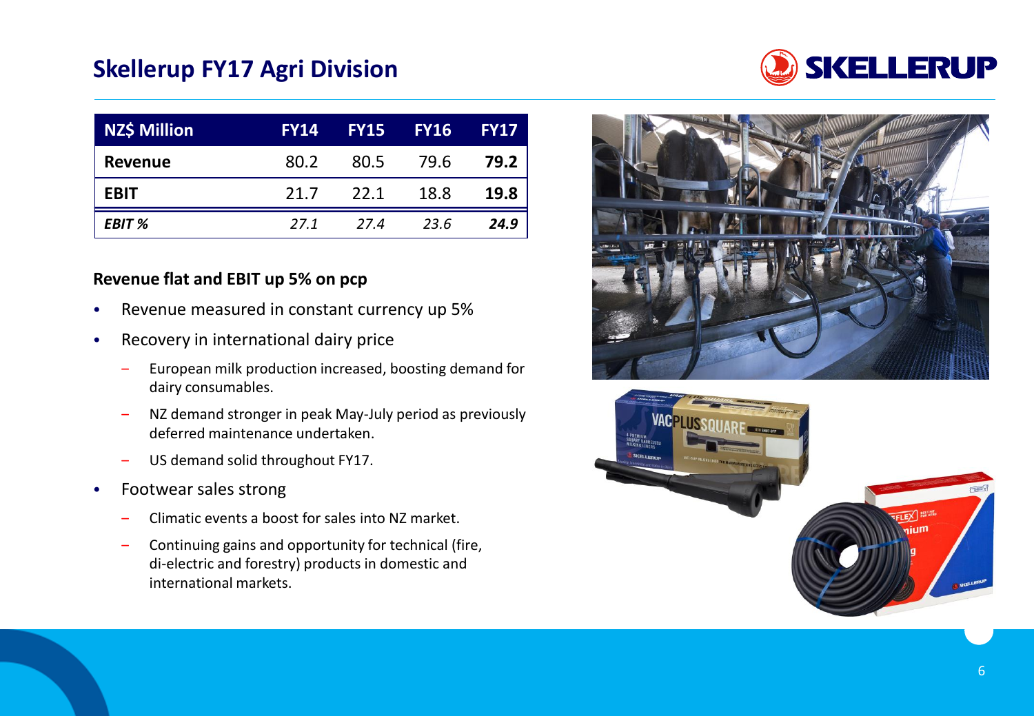# Skellerup FY17 Agri Division

| NZ$ Million | FY14 | FY15 | FY16 | FY17 |
|---|---|---|---|---|
| **Revenue** | 80.2 | 80.5 | 79.6 | **79.2** |
| **EBIT** | 21.7 | 22.1 | 18.8 | **19.8** |
| ***EBIT %*** | *27.1* | *27.4* | *23.6* | ***24.9*** |

**Revenue flat and EBIT up 5% on pcp**

- Revenue measured in constant currency up 5%
- Recovery in international dairy price
  - European milk production increased, boosting demand for dairy consumables.
  - NZ demand stronger in peak May-July period as previously deferred maintenance undertaken.
  - US demand solid throughout FY17.
- Footwear sales strong
  - Climatic events a boost for sales into NZ market.
  - Continuing gains and opportunity for technical (fire, di-electric and forestry) products in domestic and international markets.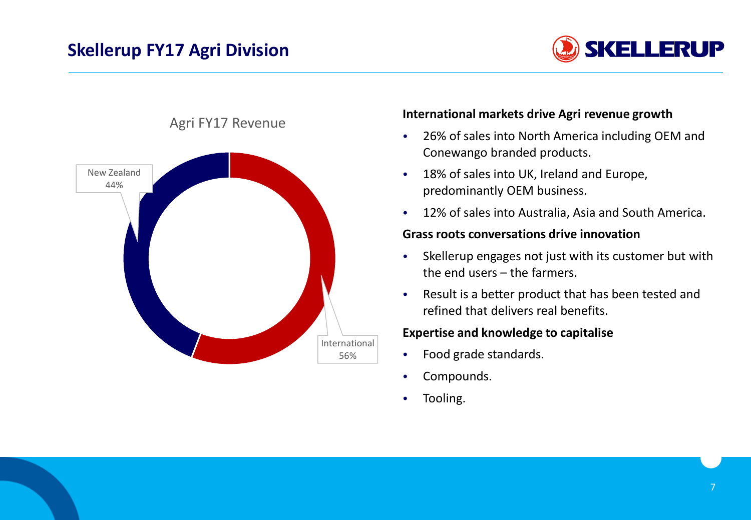# Skellerup FY17 Agri Division

Agri FY17 Revenue

New Zealand 44%

International 56%

**International markets drive Agri revenue growth**

- 26% of sales into North America including OEM and Conewango branded products.
- 18% of sales into UK, Ireland and Europe, predominantly OEM business.
- 12% of sales into Australia, Asia and South America.

**Grass roots conversations drive innovation**

- Skellerup engages not just with its customer but with the end users – the farmers.
- Result is a better product that has been tested and refined that delivers real benefits.

**Expertise and knowledge to capitalise**

- Food grade standards.
- Compounds.
- Tooling.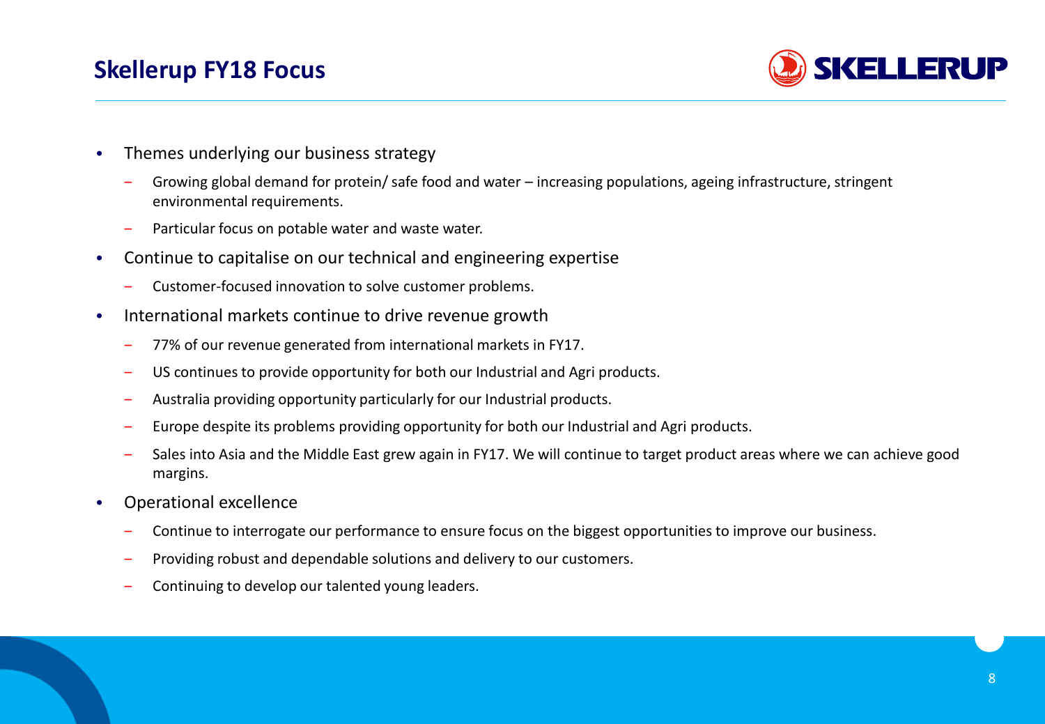# Skellerup FY18 Focus

- Themes underlying our business strategy
  - Growing global demand for protein/ safe food and water – increasing populations, ageing infrastructure, stringent environmental requirements.
  - Particular focus on potable water and waste water.
- Continue to capitalise on our technical and engineering expertise
  - Customer-focused innovation to solve customer problems.
- International markets continue to drive revenue growth
  - 77% of our revenue generated from international markets in FY17.
  - US continues to provide opportunity for both our Industrial and Agri products.
  - Australia providing opportunity particularly for our Industrial products.
  - Europe despite its problems providing opportunity for both our Industrial and Agri products.
  - Sales into Asia and the Middle East grew again in FY17. We will continue to target product areas where we can achieve good margins.
- Operational excellence
  - Continue to interrogate our performance to ensure focus on the biggest opportunities to improve our business.
  - Providing robust and dependable solutions and delivery to our customers.
  - Continuing to develop our talented young leaders.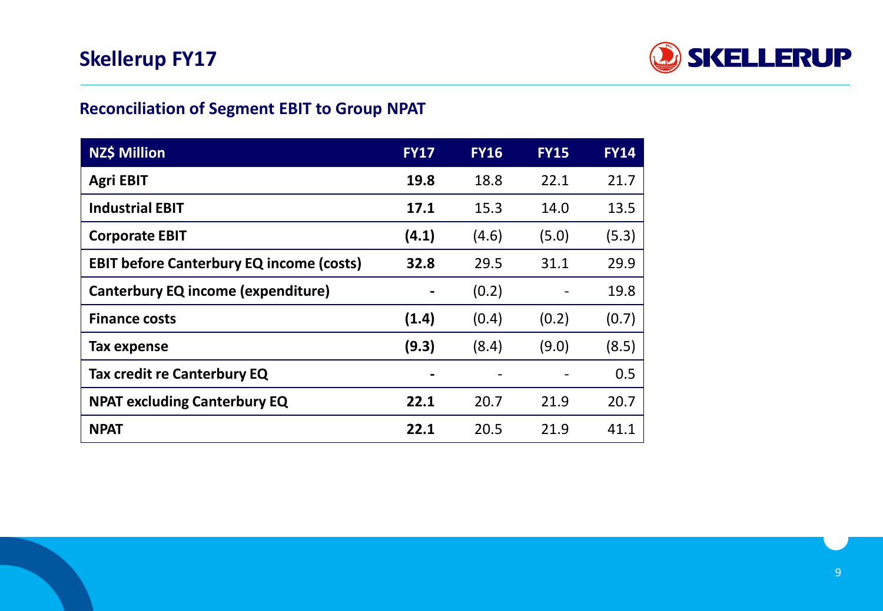# Skellerup FY17

## Reconciliation of Segment EBIT to Group NPAT

| NZ$ Million | FY17 | FY16 | FY15 | FY14 |
|---|---|---|---|---|
| **Agri EBIT** | **19.8** | 18.8 | 22.1 | 21.7 |
| **Industrial EBIT** | **17.1** | 15.3 | 14.0 | 13.5 |
| **Corporate EBIT** | **(4.1)** | (4.6) | (5.0) | (5.3) |
| **EBIT before Canterbury EQ income (costs)** | **32.8** | 29.5 | 31.1 | 29.9 |
| **Canterbury EQ income (expenditure)** | **-** | (0.2) | - | 19.8 |
| **Finance costs** | **(1.4)** | (0.4) | (0.2) | (0.7) |
| **Tax expense** | **(9.3)** | (8.4) | (9.0) | (8.5) |
| **Tax credit re Canterbury EQ** | **-** | - | - | 0.5 |
| **NPAT excluding Canterbury EQ** | **22.1** | 20.7 | 21.9 | 20.7 |
| **NPAT** | **22.1** | 20.5 | 21.9 | 41.1 |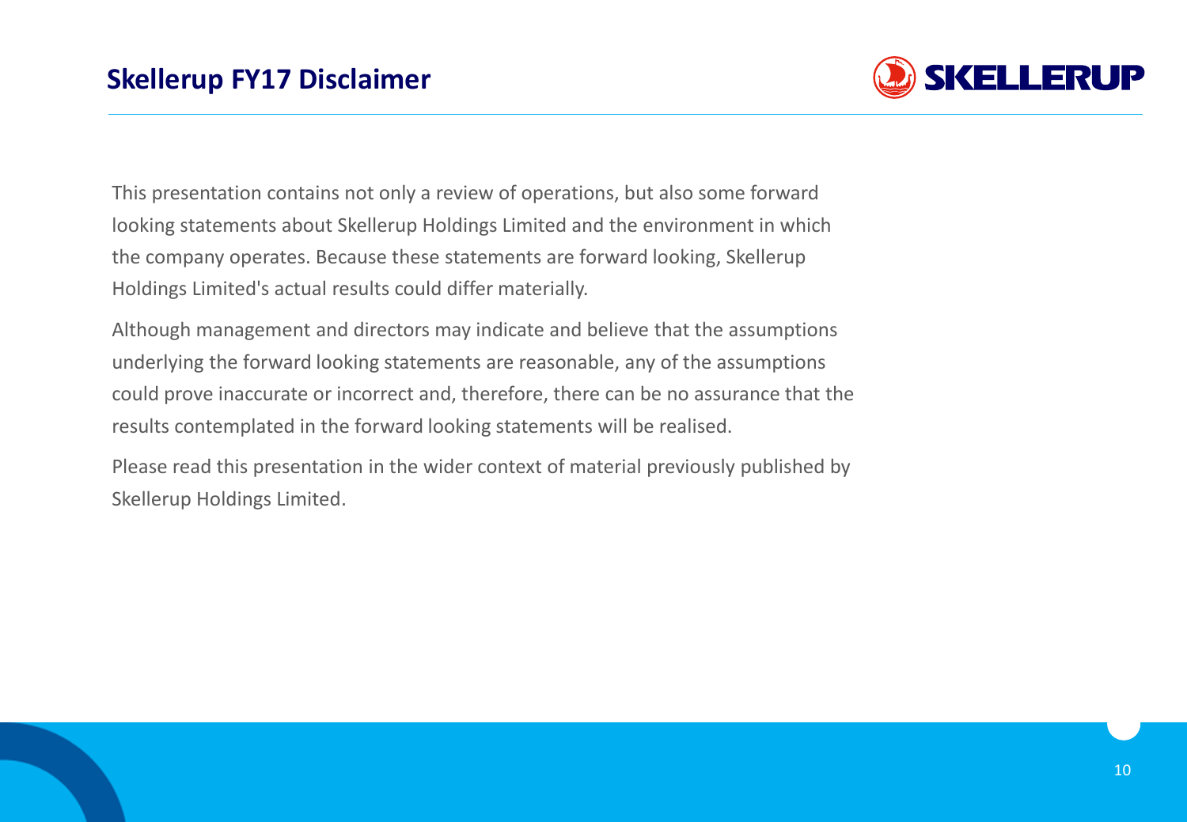# Skellerup FY17 Disclaimer

This presentation contains not only a review of operations, but also some forward looking statements about Skellerup Holdings Limited and the environment in which the company operates. Because these statements are forward looking, Skellerup Holdings Limited's actual results could differ materially.

Although management and directors may indicate and believe that the assumptions underlying the forward looking statements are reasonable, any of the assumptions could prove inaccurate or incorrect and, therefore, there can be no assurance that the results contemplated in the forward looking statements will be realised.

Please read this presentation in the wider context of material previously published by Skellerup Holdings Limited.